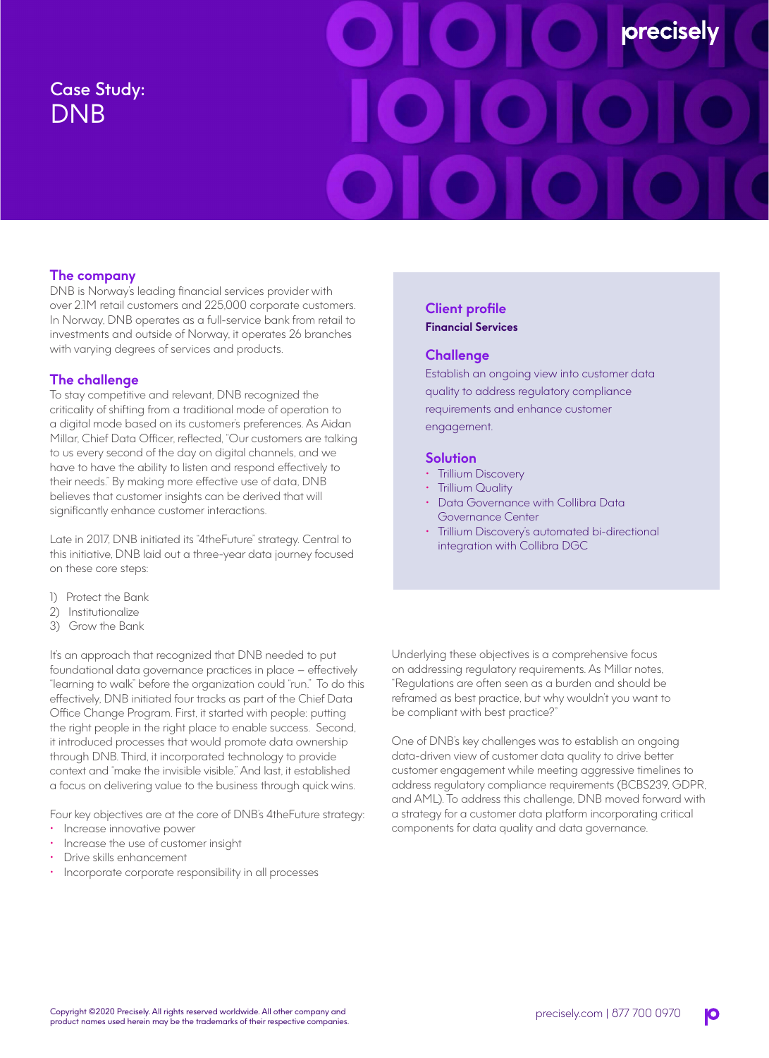# Case Study: DNB

## The company

DNB is Norway's leading financial services provider with over 2.1M retail customers and 225,000 corporate customers. In Norway, DNB operates as a full-service bank from retail to investments and outside of Norway, it operates 26 branches with varying degrees of services and products.

## The challenge

To stay competitive and relevant, DNB recognized the criticality of shifting from a traditional mode of operation to a digital mode based on its customer's preferences. As Aidan Millar, Chief Data Officer, reflected, "Our customers are talking to us every second of the day on digital channels, and we have to have the ability to listen and respond effectively to their needs." By making more effective use of data, DNB believes that customer insights can be derived that will significantly enhance customer interactions.

Late in 2017, DNB initiated its "4theFuture" strategy. Central to this initiative, DNB laid out a three-year data journey focused on these core steps:

1) Protect the Bank
2) Institutionalize
3) Grow the Bank

It's an approach that recognized that DNB needed to put foundational data governance practices in place – effectively "learning to walk" before the organization could "run." To do this effectively, DNB initiated four tracks as part of the Chief Data Office Change Program. First, it started with people: putting the right people in the right place to enable success. Second, it introduced processes that would promote data ownership through DNB. Third, it incorporated technology to provide context and "make the invisible visible." And last, it established a focus on delivering value to the business through quick wins.

Four key objectives are at the core of DNB's 4theFuture strategy:

- Increase innovative power
- Increase the use of customer insight
- Drive skills enhancement
- Incorporate corporate responsibility in all processes

## Client profile

**Financial Services**

## Challenge

Establish an ongoing view into customer data quality to address regulatory compliance requirements and enhance customer engagement.

## Solution

- Trillium Discovery
- Trillium Quality
- Data Governance with Collibra Data Governance Center
- Trillium Discovery's automated bi-directional integration with Collibra DGC

Underlying these objectives is a comprehensive focus on addressing regulatory requirements. As Millar notes, "Regulations are often seen as a burden and should be reframed as best practice, but why wouldn't you want to be compliant with best practice?"

One of DNB's key challenges was to establish an ongoing data-driven view of customer data quality to drive better customer engagement while meeting aggressive timelines to address regulatory compliance requirements (BCBS239, GDPR, and AML). To address this challenge, DNB moved forward with a strategy for a customer data platform incorporating critical components for data quality and data governance.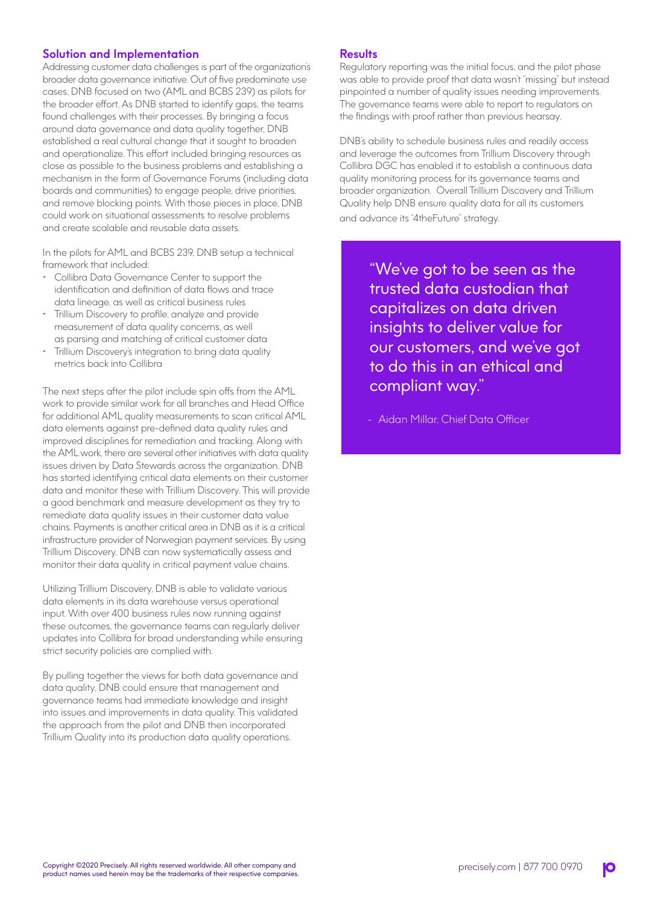## Solution and Implementation

Addressing customer data challenges is part of the organization's broader data governance initiative. Out of five predominate use cases, DNB focused on two (AML and BCBS 239) as pilots for the broader effort. As DNB started to identify gaps, the teams found challenges with their processes. By bringing a focus around data governance and data quality together, DNB established a real cultural change that it sought to broaden and operationalize. This effort included bringing resources as close as possible to the business problems and establishing a mechanism in the form of Governance Forums (including data boards and communities) to engage people, drive priorities, and remove blocking points. With those pieces in place, DNB could work on situational assessments to resolve problems and create scalable and reusable data assets.

In the pilots for AML and BCBS 239, DNB setup a technical framework that included:

- Collibra Data Governance Center to support the identification and definition of data flows and trace data lineage, as well as critical business rules
- Trillium Discovery to profile, analyze and provide measurement of data quality concerns, as well as parsing and matching of critical customer data
- Trillium Discovery's integration to bring data quality metrics back into Collibra

The next steps after the pilot include spin offs from the AML work to provide similar work for all branches and Head Office for additional AML quality measurements to scan critical AML data elements against pre-defined data quality rules and improved disciplines for remediation and tracking. Along with the AML work, there are several other initiatives with data quality issues driven by Data Stewards across the organization. DNB has started identifying critical data elements on their customer data and monitor these with Trillium Discovery. This will provide a good benchmark and measure development as they try to remediate data quality issues in their customer data value chains. Payments is another critical area in DNB as it is a critical infrastructure provider of Norwegian payment services. By using Trillium Discovery, DNB can now systematically assess and monitor their data quality in critical payment value chains.

Utilizing Trillium Discovery, DNB is able to validate various data elements in its data warehouse versus operational input. With over 400 business rules now running against these outcomes, the governance teams can regularly deliver updates into Collibra for broad understanding while ensuring strict security policies are complied with.

By pulling together the views for both data governance and data quality, DNB could ensure that management and governance teams had immediate knowledge and insight into issues and improvements in data quality. This validated the approach from the pilot and DNB then incorporated Trillium Quality into its production data quality operations.

## Results

Regulatory reporting was the initial focus, and the pilot phase was able to provide proof that data wasn't "missing" but instead pinpointed a number of quality issues needing improvements. The governance teams were able to report to regulators on the findings with proof rather than previous hearsay.

DNB's ability to schedule business rules and readily access and leverage the outcomes from Trillium Discovery through Collibra DGC has enabled it to establish a continuous data quality monitoring process for its governance teams and broader organization. Overall Trillium Discovery and Trillium Quality help DNB ensure quality data for all its customers and advance its "4theFuture" strategy.

> "We've got to be seen as the trusted data custodian that capitalizes on data driven insights to deliver value for our customers, and we've got to do this in an ethical and compliant way."
>
> \- Aidan Millar, Chief Data Officer

Copyright ©2020 Precisely. All rights reserved worldwide. All other company and product names used herein may be the trademarks of their respective companies.

precisely.com | 877 700 0970